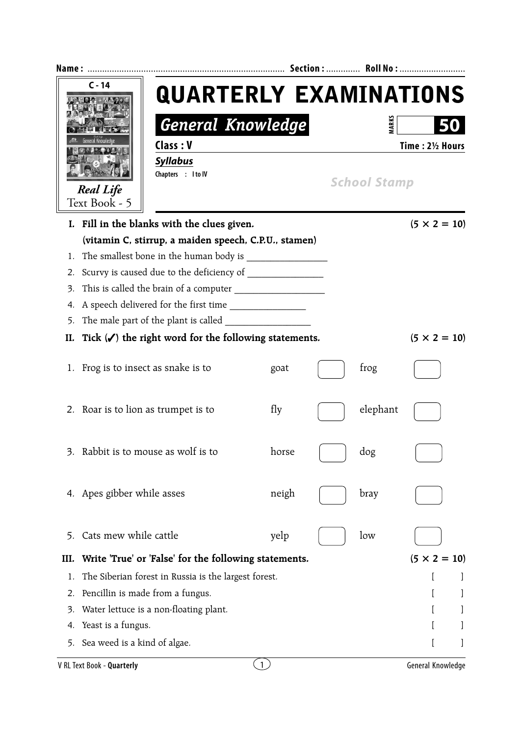Name : ................................................................................ Section : ............. Roll No : ..........................

C - 14

*Real Life*
Text Book - 5

# QUARTERLY EXAMINATIONS

## *General Knowledge*

MARKS **50**

**Class : V** **Time : 2½ Hours**

***Syllabus***

Chapters : I to IV

*School Stamp*

**I. Fill in the blanks with the clues given.** **(5 × 2 = 10)**

**(vitamin C, stirrup, a maiden speech, C.P.U., stamen)**

1. The smallest bone in the human body is ________________
2. Scurvy is caused due to the deficiency of ________________
3. This is called the brain of a computer __________________
4. A speech delivered for the first time ________________
5. The male part of the plant is called __________________

**II. Tick (✓) the right word for the following statements.** **(5 × 2 = 10)**

| | | | | | |
|---|---|---|---|---|---|
| 1. | Frog is to insect as snake is to | goat | ☐ | frog | ☐ |
| 2. | Roar is to lion as trumpet is to | fly | ☐ | elephant | ☐ |
| 3. | Rabbit is to mouse as wolf is to | horse | ☐ | dog | ☐ |
| 4. | Apes gibber while asses | neigh | ☐ | bray | ☐ |
| 5. | Cats mew while cattle | yelp | ☐ | low | ☐ |

**III. Write 'True' or 'False' for the following statements.** **(5 × 2 = 10)**

1. The Siberian forest in Russia is the largest forest. [ ]
2. Pencillin is made from a fungus. [ ]
3. Water lettuce is a non-floating plant. [ ]
4. Yeast is a fungus. [ ]
5. Sea weed is a kind of algae. [ ]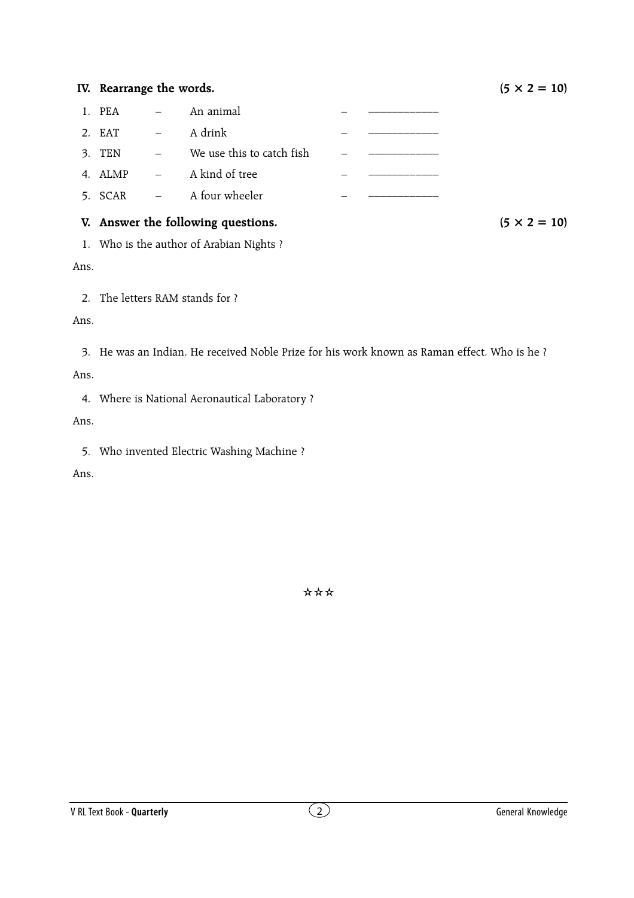## IV. Rearrange the words. **(5 × 2 = 10)**

1. PEA – An animal – __________
2. EAT – A drink – __________
3. TEN – We use this to catch fish – __________
4. ALMP – A kind of tree – __________
5. SCAR – A four wheeler – __________

## V. Answer the following questions. **(5 × 2 = 10)**

1. Who is the author of Arabian Nights ?

Ans.

2. The letters RAM stands for ?

Ans.

3. He was an Indian. He received Noble Prize for his work known as Raman effect. Who is he ?

Ans.

4. Where is National Aeronautical Laboratory ?

Ans.

5. Who invented Electric Washing Machine ?

Ans.

☆☆☆